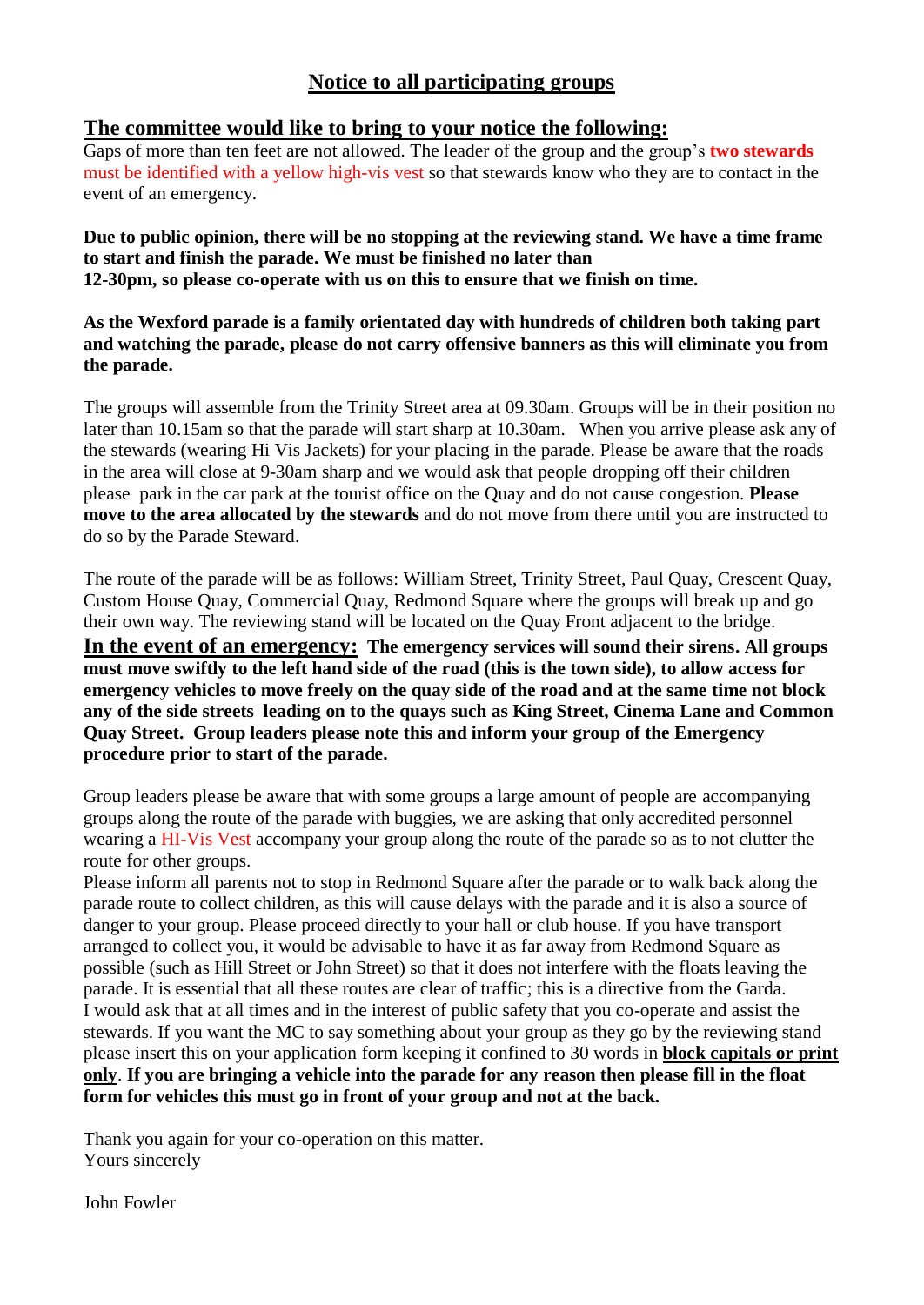## Notice to all participating groups

### The committee would like to bring to your notice the following:

Gaps of more than ten feet are not allowed. The leader of the group and the group's **two stewards** must be identified with a yellow high-vis vest so that stewards know who they are to contact in the event of an emergency.

**Due to public opinion, there will be no stopping at the reviewing stand. We have a time frame to start and finish the parade. We must be finished no later than 12-30pm, so please co-operate with us on this to ensure that we finish on time.**

**As the Wexford parade is a family orientated day with hundreds of children both taking part and watching the parade, please do not carry offensive banners as this will eliminate you from the parade.**

The groups will assemble from the Trinity Street area at 09.30am. Groups will be in their position no later than 10.15am so that the parade will start sharp at 10.30am. When you arrive please ask any of the stewards (wearing Hi Vis Jackets) for your placing in the parade. Please be aware that the roads in the area will close at 9-30am sharp and we would ask that people dropping off their children please park in the car park at the tourist office on the Quay and do not cause congestion. **Please move to the area allocated by the stewards** and do not move from there until you are instructed to do so by the Parade Steward.

The route of the parade will be as follows: William Street, Trinity Street, Paul Quay, Crescent Quay, Custom House Quay, Commercial Quay, Redmond Square where the groups will break up and go their own way. The reviewing stand will be located on the Quay Front adjacent to the bridge.

**In the event of an emergency:** **The emergency services will sound their sirens. All groups must move swiftly to the left hand side of the road (this is the town side), to allow access for emergency vehicles to move freely on the quay side of the road and at the same time not block any of the side streets leading on to the quays such as King Street, Cinema Lane and Common Quay Street. Group leaders please note this and inform your group of the Emergency procedure prior to start of the parade.**

Group leaders please be aware that with some groups a large amount of people are accompanying groups along the route of the parade with buggies, we are asking that only accredited personnel wearing a HI-Vis Vest accompany your group along the route of the parade so as to not clutter the route for other groups.

Please inform all parents not to stop in Redmond Square after the parade or to walk back along the parade route to collect children, as this will cause delays with the parade and it is also a source of danger to your group. Please proceed directly to your hall or club house. If you have transport arranged to collect you, it would be advisable to have it as far away from Redmond Square as possible (such as Hill Street or John Street) so that it does not interfere with the floats leaving the parade. It is essential that all these routes are clear of traffic; this is a directive from the Garda.

I would ask that at all times and in the interest of public safety that you co-operate and assist the stewards. If you want the MC to say something about your group as they go by the reviewing stand please insert this on your application form keeping it confined to 30 words in **block capitals or print only**. **If you are bringing a vehicle into the parade for any reason then please fill in the float form for vehicles this must go in front of your group and not at the back.**

Thank you again for your co-operation on this matter.

Yours sincerely

John Fowler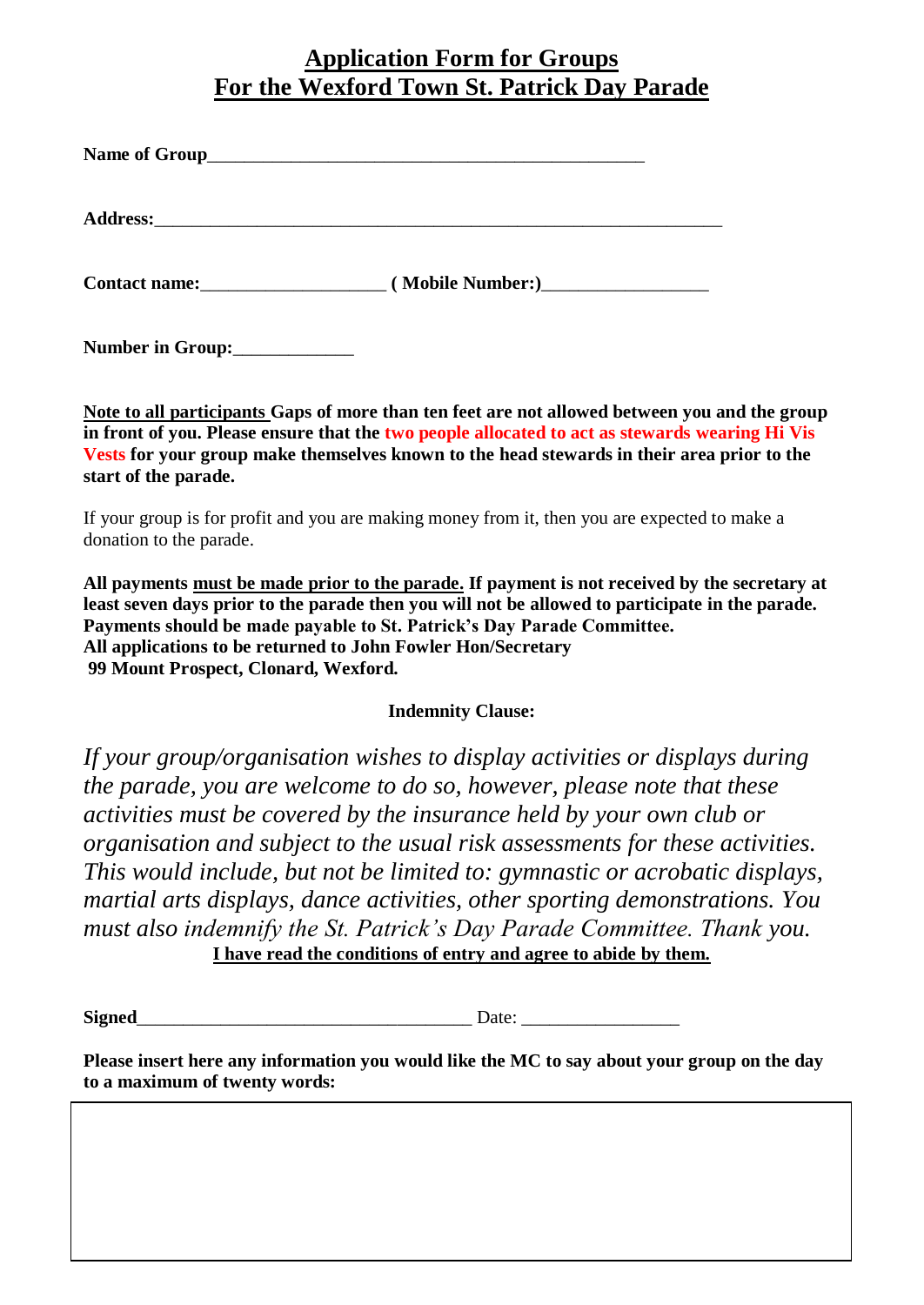# Application Form for Groups
# For the Wexford Town St. Patrick Day Parade

**Name of Group**_______________________________________________

**Address:**____________________________________________________________

**Contact name:**____________________ **( Mobile Number:)**_________________

**Number in Group:**_____________

**Note to all participants Gaps of more than ten feet are not allowed between you and the group in front of you. Please ensure that the two people allocated to act as stewards wearing Hi Vis Vests for your group make themselves known to the head stewards in their area prior to the start of the parade.**

If your group is for profit and you are making money from it, then you are expected to make a donation to the parade.

**All payments must be made prior to the parade. If payment is not received by the secretary at least seven days prior to the parade then you will not be allowed to participate in the parade. Payments should be made payable to St. Patrick's Day Parade Committee.**
**All applications to be returned to John Fowler Hon/Secretary**
**99 Mount Prospect, Clonard, Wexford.**

**Indemnity Clause:**

*If your group/organisation wishes to display activities or displays during the parade, you are welcome to do so, however, please note that these activities must be covered by the insurance held by your own club or organisation and subject to the usual risk assessments for these activities. This would include, but not be limited to: gymnastic or acrobatic displays, martial arts displays, dance activities, other sporting demonstrations. You must also indemnify the St. Patrick's Day Parade Committee. Thank you.*

**I have read the conditions of entry and agree to abide by them.**

**Signed**___________________________________ Date: ________________

**Please insert here any information you would like the MC to say about your group on the day to a maximum of twenty words:**